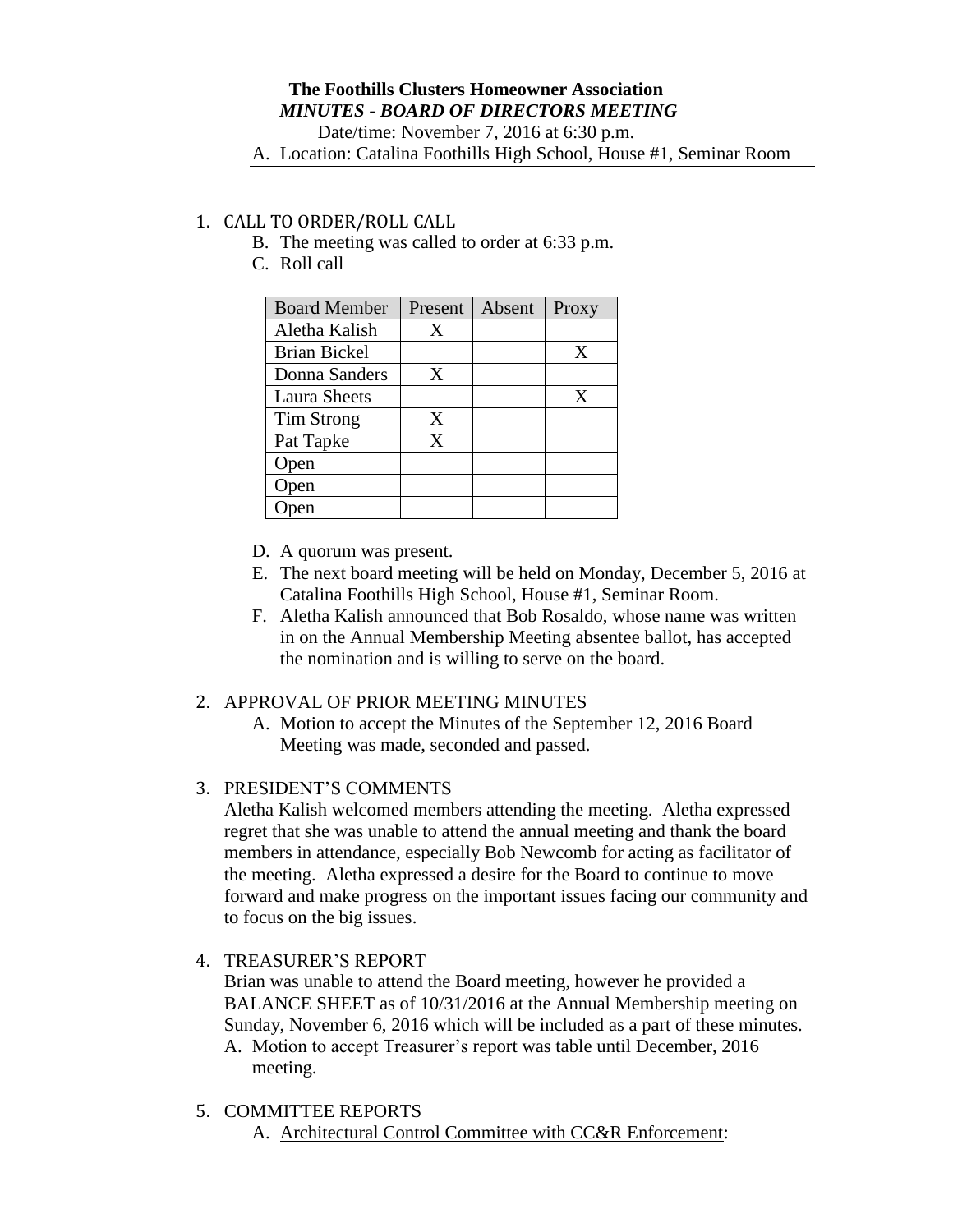**The Foothills Clusters Homeowner Association**
***MINUTES - BOARD OF DIRECTORS MEETING***

Date/time: November 7, 2016 at 6:30 p.m.

A. Location: Catalina Foothills High School, House #1, Seminar Room

1. CALL TO ORDER/ROLL CALL
   B. The meeting was called to order at 6:33 p.m.
   C. Roll call

| Board Member | Present | Absent | Proxy |
|---|---|---|---|
| Aletha Kalish | X | | |
| Brian Bickel | | | X |
| Donna Sanders | X | | |
| Laura Sheets | | | X |
| Tim Strong | X | | |
| Pat Tapke | X | | |
| Open | | | |
| Open | | | |
| Open | | | |

   D. A quorum was present.
   E. The next board meeting will be held on Monday, December 5, 2016 at Catalina Foothills High School, House #1, Seminar Room.
   F. Aletha Kalish announced that Bob Rosaldo, whose name was written in on the Annual Membership Meeting absentee ballot, has accepted the nomination and is willing to serve on the board.

2. APPROVAL OF PRIOR MEETING MINUTES
   A. Motion to accept the Minutes of the September 12, 2016 Board Meeting was made, seconded and passed.

3. PRESIDENT'S COMMENTS

   Aletha Kalish welcomed members attending the meeting. Aletha expressed regret that she was unable to attend the annual meeting and thank the board members in attendance, especially Bob Newcomb for acting as facilitator of the meeting. Aletha expressed a desire for the Board to continue to move forward and make progress on the important issues facing our community and to focus on the big issues.

4. TREASURER'S REPORT

   Brian was unable to attend the Board meeting, however he provided a BALANCE SHEET as of 10/31/2016 at the Annual Membership meeting on Sunday, November 6, 2016 which will be included as a part of these minutes.
   A. Motion to accept Treasurer's report was table until December, 2016 meeting.

5. COMMITTEE REPORTS
   A. Architectural Control Committee with CC&R Enforcement: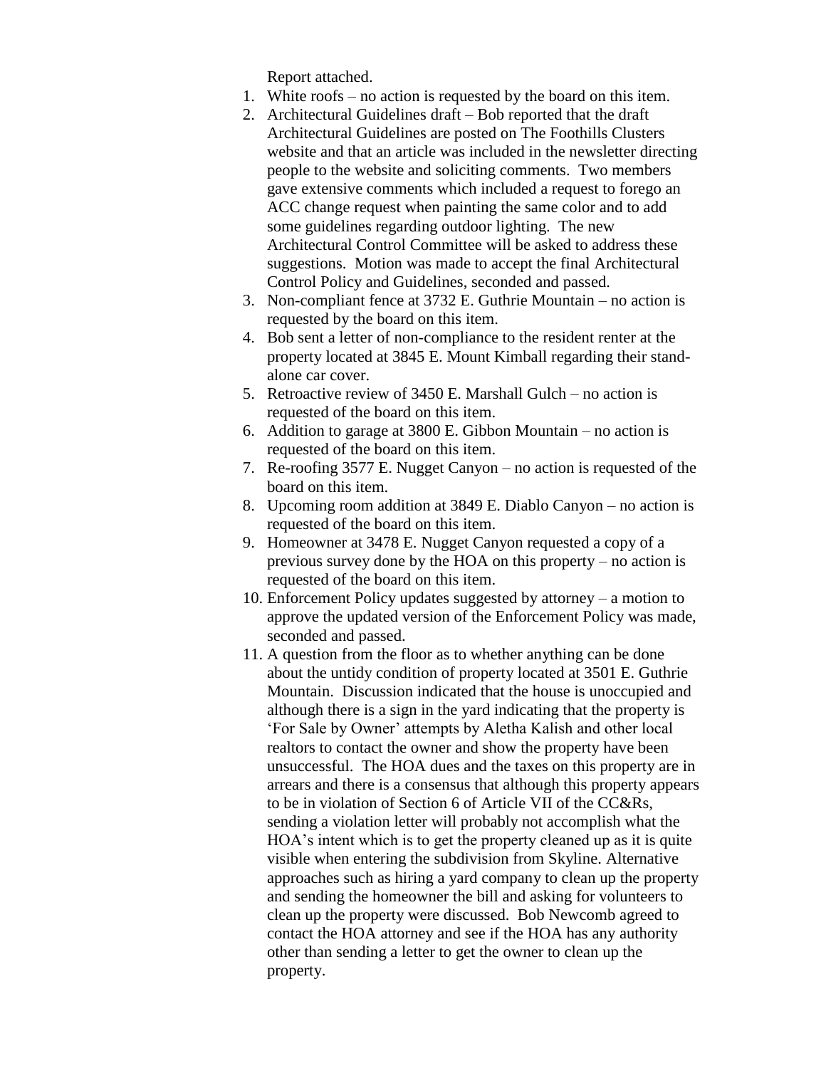Report attached.

1. White roofs – no action is requested by the board on this item.
2. Architectural Guidelines draft – Bob reported that the draft Architectural Guidelines are posted on The Foothills Clusters website and that an article was included in the newsletter directing people to the website and soliciting comments. Two members gave extensive comments which included a request to forego an ACC change request when painting the same color and to add some guidelines regarding outdoor lighting. The new Architectural Control Committee will be asked to address these suggestions. Motion was made to accept the final Architectural Control Policy and Guidelines, seconded and passed.
3. Non-compliant fence at 3732 E. Guthrie Mountain – no action is requested by the board on this item.
4. Bob sent a letter of non-compliance to the resident renter at the property located at 3845 E. Mount Kimball regarding their stand-alone car cover.
5. Retroactive review of 3450 E. Marshall Gulch – no action is requested of the board on this item.
6. Addition to garage at 3800 E. Gibbon Mountain – no action is requested of the board on this item.
7. Re-roofing 3577 E. Nugget Canyon – no action is requested of the board on this item.
8. Upcoming room addition at 3849 E. Diablo Canyon – no action is requested of the board on this item.
9. Homeowner at 3478 E. Nugget Canyon requested a copy of a previous survey done by the HOA on this property – no action is requested of the board on this item.
10. Enforcement Policy updates suggested by attorney – a motion to approve the updated version of the Enforcement Policy was made, seconded and passed.
11. A question from the floor as to whether anything can be done about the untidy condition of property located at 3501 E. Guthrie Mountain. Discussion indicated that the house is unoccupied and although there is a sign in the yard indicating that the property is 'For Sale by Owner' attempts by Aletha Kalish and other local realtors to contact the owner and show the property have been unsuccessful. The HOA dues and the taxes on this property are in arrears and there is a consensus that although this property appears to be in violation of Section 6 of Article VII of the CC&Rs, sending a violation letter will probably not accomplish what the HOA's intent which is to get the property cleaned up as it is quite visible when entering the subdivision from Skyline. Alternative approaches such as hiring a yard company to clean up the property and sending the homeowner the bill and asking for volunteers to clean up the property were discussed. Bob Newcomb agreed to contact the HOA attorney and see if the HOA has any authority other than sending a letter to get the owner to clean up the property.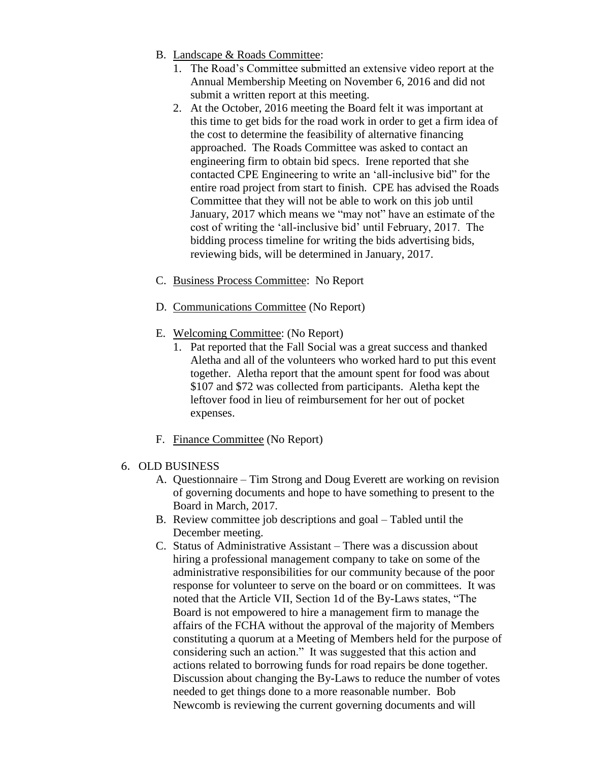B. Landscape & Roads Committee:
   1. The Road's Committee submitted an extensive video report at the Annual Membership Meeting on November 6, 2016 and did not submit a written report at this meeting.
   2. At the October, 2016 meeting the Board felt it was important at this time to get bids for the road work in order to get a firm idea of the cost to determine the feasibility of alternative financing approached. The Roads Committee was asked to contact an engineering firm to obtain bid specs. Irene reported that she contacted CPE Engineering to write an 'all-inclusive bid" for the entire road project from start to finish. CPE has advised the Roads Committee that they will not be able to work on this job until January, 2017 which means we "may not" have an estimate of the cost of writing the 'all-inclusive bid' until February, 2017. The bidding process timeline for writing the bids advertising bids, reviewing bids, will be determined in January, 2017.

C. Business Process Committee: No Report

D. Communications Committee (No Report)

E. Welcoming Committee: (No Report)
   1. Pat reported that the Fall Social was a great success and thanked Aletha and all of the volunteers who worked hard to put this event together. Aletha report that the amount spent for food was about $107 and $72 was collected from participants. Aletha kept the leftover food in lieu of reimbursement for her out of pocket expenses.

F. Finance Committee (No Report)

6. OLD BUSINESS
   A. Questionnaire – Tim Strong and Doug Everett are working on revision of governing documents and hope to have something to present to the Board in March, 2017.
   B. Review committee job descriptions and goal – Tabled until the December meeting.
   C. Status of Administrative Assistant – There was a discussion about hiring a professional management company to take on some of the administrative responsibilities for our community because of the poor response for volunteer to serve on the board or on committees. It was noted that the Article VII, Section 1d of the By-Laws states, "The Board is not empowered to hire a management firm to manage the affairs of the FCHA without the approval of the majority of Members constituting a quorum at a Meeting of Members held for the purpose of considering such an action." It was suggested that this action and actions related to borrowing funds for road repairs be done together. Discussion about changing the By-Laws to reduce the number of votes needed to get things done to a more reasonable number. Bob Newcomb is reviewing the current governing documents and will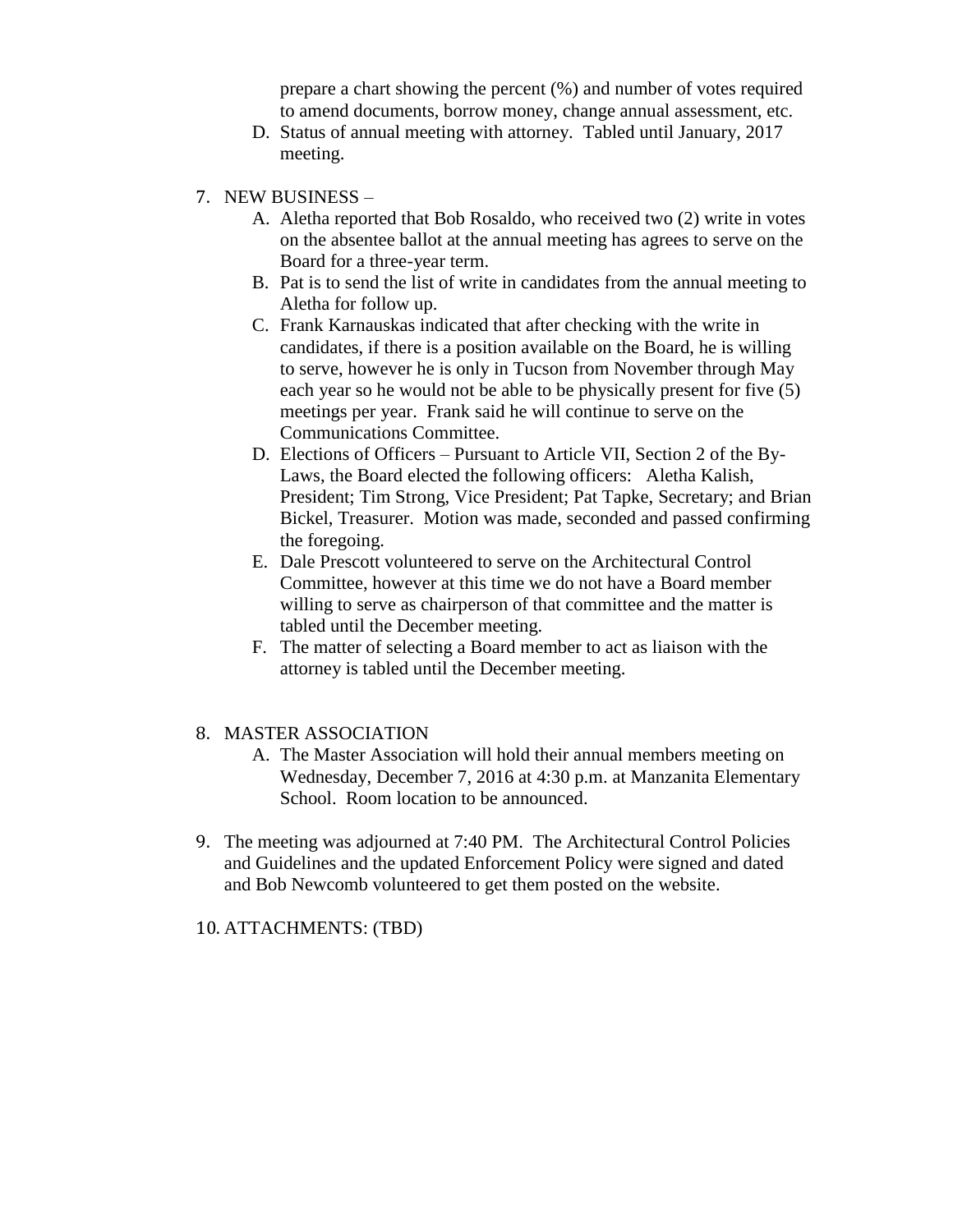prepare a chart showing the percent (%) and number of votes required to amend documents, borrow money, change annual assessment, etc.

D. Status of annual meeting with attorney. Tabled until January, 2017 meeting.

7. NEW BUSINESS –
   A. Aletha reported that Bob Rosaldo, who received two (2) write in votes on the absentee ballot at the annual meeting has agrees to serve on the Board for a three-year term.
   B. Pat is to send the list of write in candidates from the annual meeting to Aletha for follow up.
   C. Frank Karnauskas indicated that after checking with the write in candidates, if there is a position available on the Board, he is willing to serve, however he is only in Tucson from November through May each year so he would not be able to be physically present for five (5) meetings per year. Frank said he will continue to serve on the Communications Committee.
   D. Elections of Officers – Pursuant to Article VII, Section 2 of the By-Laws, the Board elected the following officers: Aletha Kalish, President; Tim Strong, Vice President; Pat Tapke, Secretary; and Brian Bickel, Treasurer. Motion was made, seconded and passed confirming the foregoing.
   E. Dale Prescott volunteered to serve on the Architectural Control Committee, however at this time we do not have a Board member willing to serve as chairperson of that committee and the matter is tabled until the December meeting.
   F. The matter of selecting a Board member to act as liaison with the attorney is tabled until the December meeting.

8. MASTER ASSOCIATION
   A. The Master Association will hold their annual members meeting on Wednesday, December 7, 2016 at 4:30 p.m. at Manzanita Elementary School. Room location to be announced.

9. The meeting was adjourned at 7:40 PM. The Architectural Control Policies and Guidelines and the updated Enforcement Policy were signed and dated and Bob Newcomb volunteered to get them posted on the website.

10. ATTACHMENTS: (TBD)